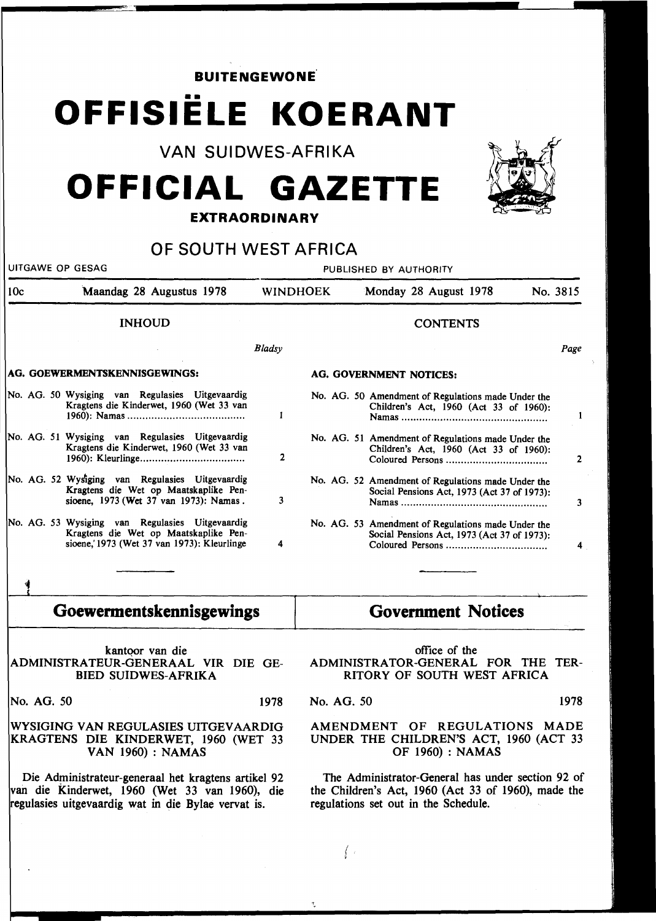**BUITENGEWONE**

# OFFISIËLE KOERANT

VAN SUIDWES-AFRIKA

# OFFICIAL GAZETTE

**EXTRAORDINARY**

## OF SOUTH WEST AFRICA

UITGAWE OP GESAG — PUBLISHED BY AUTHORITY

10c — Maandag 28 Augustus 1978 — WINDHOEK — Monday 28 August 1978 — No. 3815

### INHOUD

| | *Bladsy* |
|---|---|
| **AG. GOEWERMENTSKENNISGEWINGS:** | |
| No. AG. 50 Wysiging van Regulasies Uitgevaardig Kragtens die Kinderwet, 1960 (Wet 33 van 1960): Namas | 1 |
| No. AG. 51 Wysiging van Regulasies Uitgevaardig Kragtens die Kinderwet, 1960 (Wet 33 van 1960): Kleurlinge | 2 |
| No. AG. 52 Wysiging van Regulasies Uitgevaardig Kragtens die Wet op Maatskaplike Pensioene, 1973 (Wet 37 van 1973): Namas | 3 |
| No. AG. 53 Wysiging van Regulasies Uitgevaardig Kragtens die Wet op Maatskaplike Pensioene, 1973 (Wet 37 van 1973): Kleurlinge | 4 |

### CONTENTS

| | *Page* |
|---|---|
| **AG. GOVERNMENT NOTICES:** | |
| No. AG. 50 Amendment of Regulations made Under the Children's Act, 1960 (Act 33 of 1960): Namas | 1 |
| No. AG. 51 Amendment of Regulations made Under the Children's Act, 1960 (Act 33 of 1960): Coloured Persons | 2 |
| No. AG. 52 Amendment of Regulations made Under the Social Pensions Act, 1973 (Act 37 of 1973): Namas | 3 |
| No. AG. 53 Amendment of Regulations made Under the Social Pensions Act, 1973 (Act 37 of 1973): Coloured Persons | 4 |

## Goewermentskennisgewings

kantoor van die
ADMINISTRATEUR-GENERAAL VIR DIE GEBIED SUIDWES-AFRIKA

No. AG. 50 — 1978

WYSIGING VAN REGULASIES UITGEVAARDIG KRAGTENS DIE KINDERWET, 1960 (WET 33 VAN 1960) : NAMAS

Die Administrateur-generaal het kragtens artikel 92 van die Kinderwet, 1960 (Wet 33 van 1960), die regulasies uitgevaardig wat in die Bylae vervat is.

## Government Notices

office of the
ADMINISTRATOR-GENERAL FOR THE TERRITORY OF SOUTH WEST AFRICA

No. AG. 50 — 1978

AMENDMENT OF REGULATIONS MADE UNDER THE CHILDREN'S ACT, 1960 (ACT 33 OF 1960) : NAMAS

The Administrator-General has under section 92 of the Children's Act, 1960 (Act 33 of 1960), made the regulations set out in the Schedule.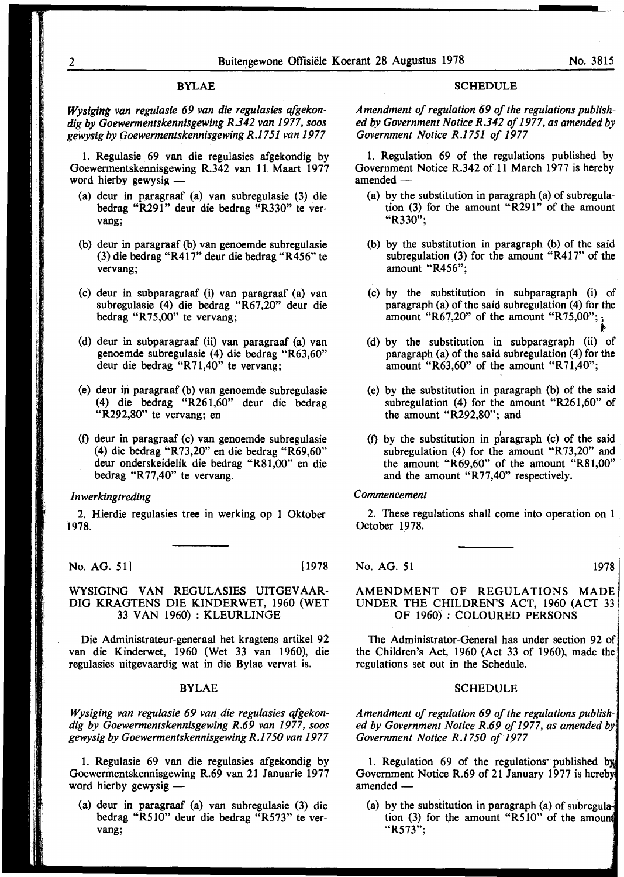## BYLAE

*Wysiging van regulasie 69 van die regulasies afgekondig by Goewermentskennisgewing R.342 van 1977, soos gewysig by Goewermentskennisgewing R.1751 van 1977*

1. Regulasie 69 van die regulasies afgekondig by Goewermentskennisgewing R.342 van 11 Maart 1977 word hierby gewysig —

(a) deur in paragraaf (a) van subregulasie (3) die bedrag "R291" deur die bedrag "R330" te vervang;

(b) deur in paragraaf (b) van genoemde subregulasie (3) die bedrag "R417" deur die bedrag "R456" te vervang;

(c) deur in subparagraaf (i) van paragraaf (a) van subregulasie (4) die bedrag "R67,20" deur die bedrag "R75,00" te vervang;

(d) deur in subparagraaf (ii) van paragraaf (a) van genoemde subregulasie (4) die bedrag "R63,60" deur die bedrag "R71,40" te vervang;

(e) deur in paragraaf (b) van genoemde subregulasie (4) die bedrag "R261,60" deur die bedrag "R292,80" te vervang; en

(f) deur in paragraaf (c) van genoemde subregulasie (4) die bedrag "R73,20" en die bedrag "R69,60" deur onderskeidelik die bedrag "R81,00" en die bedrag "R77,40" te vervang.

*Inwerkingtreding*

2. Hierdie regulasies tree in werking op 1 Oktober 1978.

## SCHEDULE

*Amendment of regulation 69 of the regulations published by Government Notice R.342 of 1977, as amended by Government Notice R.1751 of 1977*

1. Regulation 69 of the regulations published by Government Notice R.342 of 11 March 1977 is hereby amended —

(a) by the substitution in paragraph (a) of subregulation (3) for the amount "R291" of the amount "R330";

(b) by the substitution in paragraph (b) of the said subregulation (3) for the amount "R417" of the amount "R456";

(c) by the substitution in subparagraph (i) of paragraph (a) of the said subregulation (4) for the amount "R67,20" of the amount "R75,00";

(d) by the substitution in subparagraph (ii) of paragraph (a) of the said subregulation (4) for the amount "R63,60" of the amount "R71,40";

(e) by the substitution in paragraph (b) of the said subregulation (4) for the amount "R261,60" of the amount "R292,80"; and

(f) by the substitution in paragraph (c) of the said subregulation (4) for the amount "R73,20" and the amount "R69,60" of the amount "R81,00" and the amount "R77,40" respectively.

*Commencement*

2. These regulations shall come into operation on 1 October 1978.

---

No. AG. 51] [1978

## WYSIGING VAN REGULASIES UITGEVAARDIG KRAGTENS DIE KINDERWET, 1960 (WET 33 VAN 1960) : KLEURLINGE

Die Administrateur-generaal het kragtens artikel 92 van die Kinderwet, 1960 (Wet 33 van 1960), die regulasies uitgevaardig wat in die Bylae vervat is.

## BYLAE

*Wysiging van regulasie 69 van die regulasies afgekondig by Goewermentskennisgewing R.69 van 1977, soos gewysig by Goewermentskennisgewing R.1750 van 1977*

1. Regulasie 69 van die regulasies afgekondig by Goewermentskennisgewing R.69 van 21 Januarie 1977 word hierby gewysig —

(a) deur in paragraaf (a) van subregulasie (3) die bedrag "R510" deur die bedrag "R573" te vervang;

No. AG. 51 1978

## AMENDMENT OF REGULATIONS MADE UNDER THE CHILDREN'S ACT, 1960 (ACT 33 OF 1960) : COLOURED PERSONS

The Administrator-General has under section 92 of the Children's Act, 1960 (Act 33 of 1960), made the regulations set out in the Schedule.

## SCHEDULE

*Amendment of regulation 69 of the regulations published by Government Notice R.69 of 1977, as amended by Government Notice R.1750 of 1977*

1. Regulation 69 of the regulations published by Government Notice R.69 of 21 January 1977 is hereby amended —

(a) by the substitution in paragraph (a) of subregulation (3) for the amount "R510" of the amount "R573";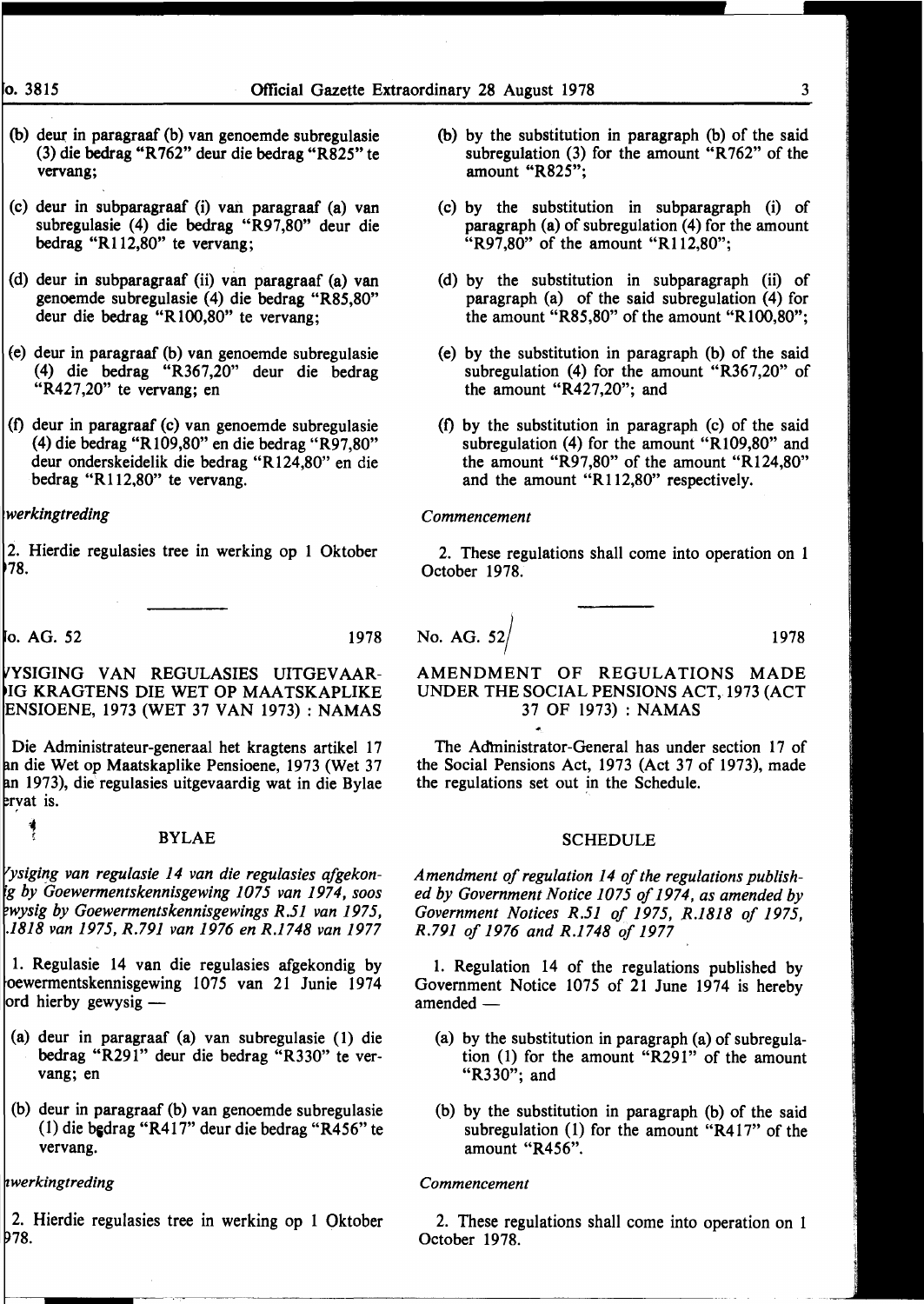(b) deur in paragraaf (b) van genoemde subregulasie (3) die bedrag "R762" deur die bedrag "R825" te vervang;

(c) deur in subparagraaf (i) van paragraaf (a) van subregulasie (4) die bedrag "R97,80" deur die bedrag "R112,80" te vervang;

(d) deur in subparagraaf (ii) van paragraaf (a) van genoemde subregulasie (4) die bedrag "R85,80" deur die bedrag "R100,80" te vervang;

(e) deur in paragraaf (b) van genoemde subregulasie (4) die bedrag "R367,20" deur die bedrag "R427,20" te vervang; en

(f) deur in paragraaf (c) van genoemde subregulasie (4) die bedrag "R109,80" en die bedrag "R97,80" deur onderskeidelik die bedrag "R124,80" en die bedrag "R112,80" te vervang.

*werkingtreding*

2. Hierdie regulasies tree in werking op 1 Oktober 78.

---

o. AG. 52 1978

YSIGING VAN REGULASIES UITGEVAARIG KRAGTENS DIE WET OP MAATSKAPLIKE ENSIOENE, 1973 (WET 37 VAN 1973) : NAMAS

Die Administrateur-generaal het kragtens artikel 17 an die Wet op Maatskaplike Pensioene, 1973 (Wet 37 an 1973), die regulasies uitgevaardig wat in die Bylae ervat is.

BYLAE

*ysiging van regulasie 14 van die regulasies afgekong by Goewermentskennisgewing 1075 van 1974, soos ewysig by Goewermentskennisgewings R.51 van 1975, .1818 van 1975, R.791 van 1976 en R.1748 van 1977*

1. Regulasie 14 van die regulasies afgekondig by oewermentskennisgewing 1075 van 21 Junie 1974 ord hierby gewysig —

(a) deur in paragraaf (a) van subregulasie (1) die bedrag "R291" deur die bedrag "R330" te vervang; en

(b) deur in paragraaf (b) van genoemde subregulasie (1) die bedrag "R417" deur die bedrag "R456" te vervang.

*werkingtreding*

2. Hierdie regulasies tree in werking op 1 Oktober 978.

---

(b) by the substitution in paragraph (b) of the said subregulation (3) for the amount "R762" of the amount "R825";

(c) by the substitution in subparagraph (i) of paragraph (a) of subregulation (4) for the amount "R97,80" of the amount "R112,80";

(d) by the substitution in subparagraph (ii) of paragraph (a) of the said subregulation (4) for the amount "R85,80" of the amount "R100,80";

(e) by the substitution in paragraph (b) of the said subregulation (4) for the amount "R367,20" of the amount "R427,20"; and

(f) by the substitution in paragraph (c) of the said subregulation (4) for the amount "R109,80" and the amount "R97,80" of the amount "R124,80" and the amount "R112,80" respectively.

*Commencement*

2. These regulations shall come into operation on 1 October 1978.

---

No. AG. 52 1978

AMENDMENT OF REGULATIONS MADE UNDER THE SOCIAL PENSIONS ACT, 1973 (ACT 37 OF 1973) : NAMAS

The Administrator-General has under section 17 of the Social Pensions Act, 1973 (Act 37 of 1973), made the regulations set out in the Schedule.

SCHEDULE

*Amendment of regulation 14 of the regulations published by Government Notice 1075 of 1974, as amended by Government Notices R.51 of 1975, R.1818 of 1975, R.791 of 1976 and R.1748 of 1977*

1. Regulation 14 of the regulations published by Government Notice 1075 of 21 June 1974 is hereby amended —

(a) by the substitution in paragraph (a) of subregulation (1) for the amount "R291" of the amount "R330"; and

(b) by the substitution in paragraph (b) of the said subregulation (1) for the amount "R417" of the amount "R456".

*Commencement*

2. These regulations shall come into operation on 1 October 1978.